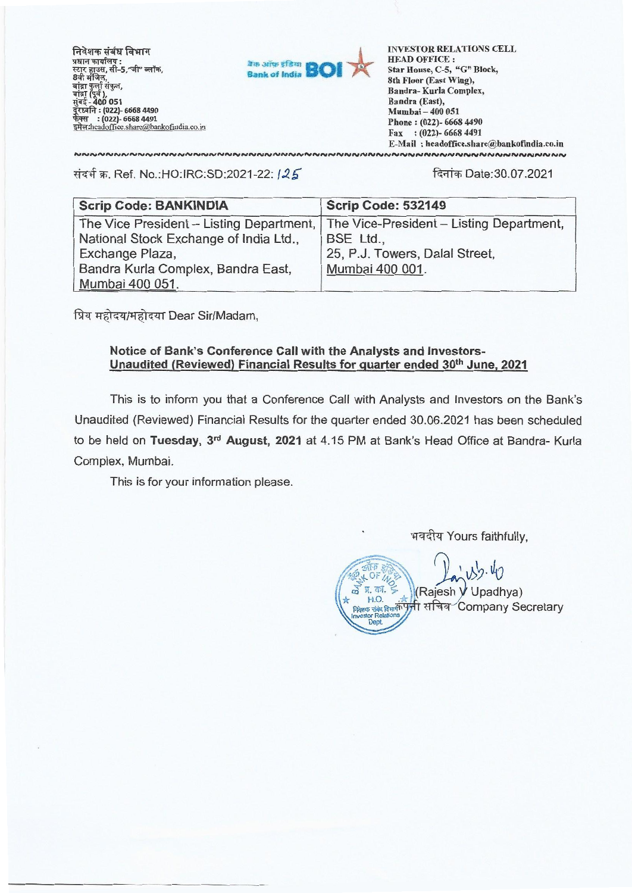निवेशक संबंध विभाग
प्रधान कार्यालय :
स्टार हाउस, सी-5, "जी" ब्लॉक,
8वी मंजिल,
बांद्रा कुर्ला संकुल,
बांद्रा (पूर्व),
मुंबई - 400 051
दूरध्वनि : (022)- 6668 4490
फैक्स : (022)- 6668 4491
इमेल:headoffice.share@bankofindia.co.in

बैंक ऑफ इंडिया Bank of India BOI

INVESTOR RELATIONS CELL
HEAD OFFICE :
Star House, C-5, "G" Block,
8th Floor (East Wing),
Bandra- Kurla Complex,
Bandra (East),
Mumbai – 400 051
Phone : (022)- 6668 4490
Fax : (022)- 6668 4491
E-Mail : headoffice.share@bankofindia.co.in

संदर्भ क्र. Ref. No.:HO:IRC:SD:2021-22: 125

दिनांक Date:30.07.2021

| Scrip Code: BANKINDIA | Scrip Code: 532149 |
|---|---|
| The Vice President – Listing Department, National Stock Exchange of India Ltd., Exchange Plaza, Bandra Kurla Complex, Bandra East, Mumbai 400 051. | The Vice-President – Listing Department, BSE Ltd., 25, P.J. Towers, Dalal Street, Mumbai 400 001. |

प्रिय महोदय/महोदया Dear Sir/Madam,

**Notice of Bank's Conference Call with the Analysts and Investors-**
**Unaudited (Reviewed) Financial Results for quarter ended 30th June, 2021**

This is to inform you that a Conference Call with Analysts and Investors on the Bank's Unaudited (Reviewed) Financial Results for the quarter ended 30.06.2021 has been scheduled to be held on **Tuesday, 3rd August, 2021** at 4.15 PM at Bank's Head Office at Bandra- Kurla Complex, Mumbai.

This is for your information please.

भवदीय Yours faithfully,

(Rajesh V Upadhya)
कंपनी सचिव Company Secretary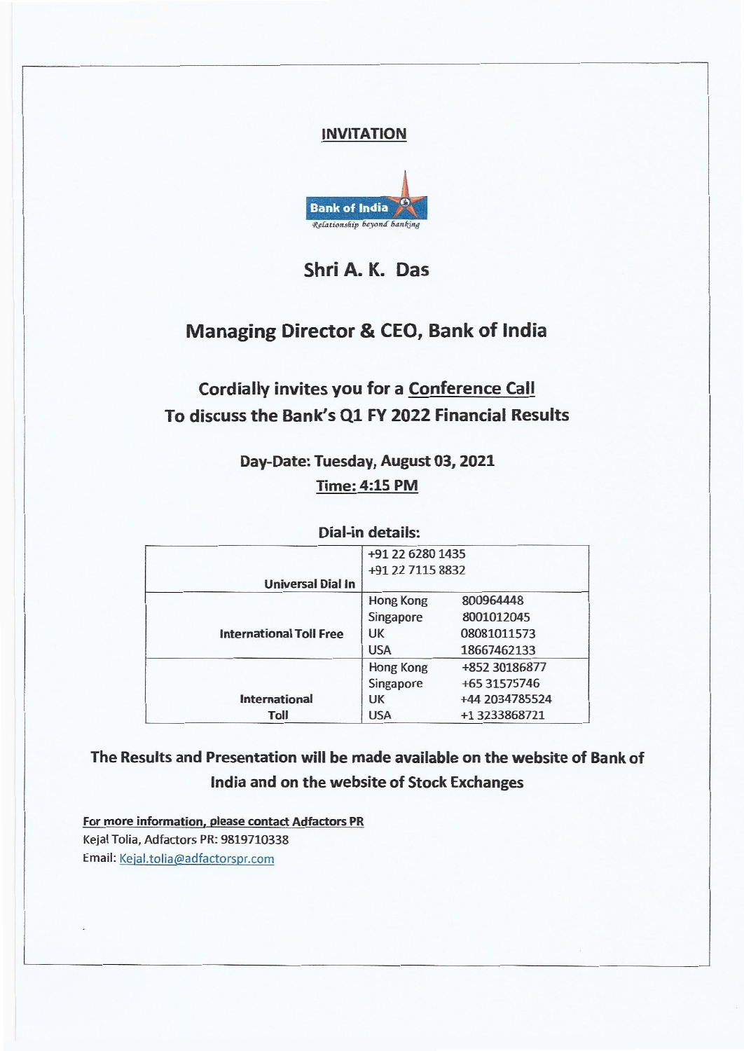**INVITATION**

Bank of India
*Relationship beyond banking*

## Shri A. K. Das

## Managing Director & CEO, Bank of India

### Cordially invites you for a Conference Call
### To discuss the Bank's Q1 FY 2022 Financial Results

**Day-Date: Tuesday, August 03, 2021**

**Time: 4:15 PM**

**Dial-in details:**

| | | |
|---|---|---|
| **Universal Dial In** | +91 22 6280 1435<br>+91 22 7115 8832 | |
| **International Toll Free** | Hong Kong | 800964448 |
| | Singapore | 8001012045 |
| | UK | 08081011573 |
| | USA | 18667462133 |
| **International Toll** | Hong Kong | +852 30186877 |
| | Singapore | +65 31575746 |
| | UK | +44 2034785524 |
| | USA | +1 3233868721 |

**The Results and Presentation will be made available on the website of Bank of India and on the website of Stock Exchanges**

**For more information, please contact Adfactors PR**

Kejal Tolia, Adfactors PR: 9819710338

Email: Kejal.tolia@adfactorspr.com